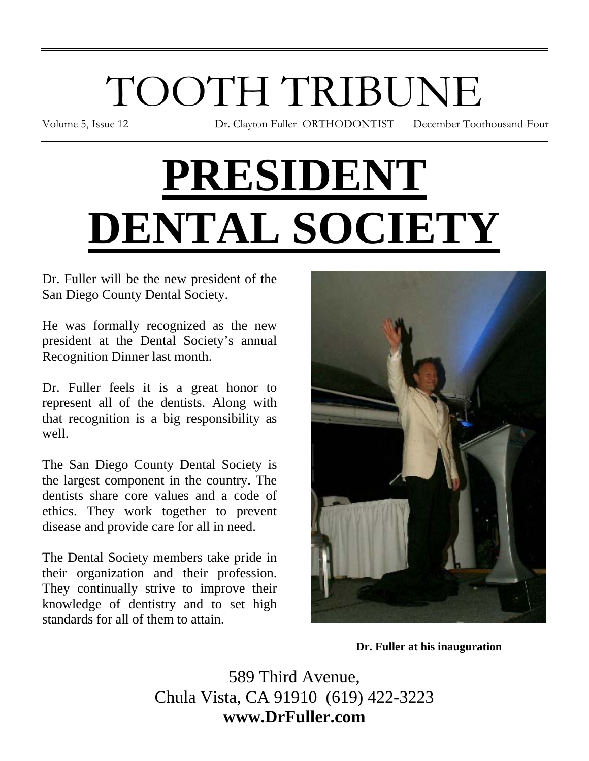# TOOTH TRIBUNE

Volume 5, Issue 12 Dr. Clayton Fuller ORTHODONTIST December Toothousand-Four

# PRESIDENT DENTAL SOCIETY

Dr. Fuller will be the new president of the San Diego County Dental Society.

He was formally recognized as the new president at the Dental Society's annual Recognition Dinner last month.

Dr. Fuller feels it is a great honor to represent all of the dentists. Along with that recognition is a big responsibility as well.

The San Diego County Dental Society is the largest component in the country. The dentists share core values and a code of ethics. They work together to prevent disease and provide care for all in need.

The Dental Society members take pride in their organization and their profession. They continually strive to improve their knowledge of dentistry and to set high standards for all of them to attain.

**Dr. Fuller at his inauguration**

589 Third Avenue,
Chula Vista, CA 91910 (619) 422-3223
**www.DrFuller.com**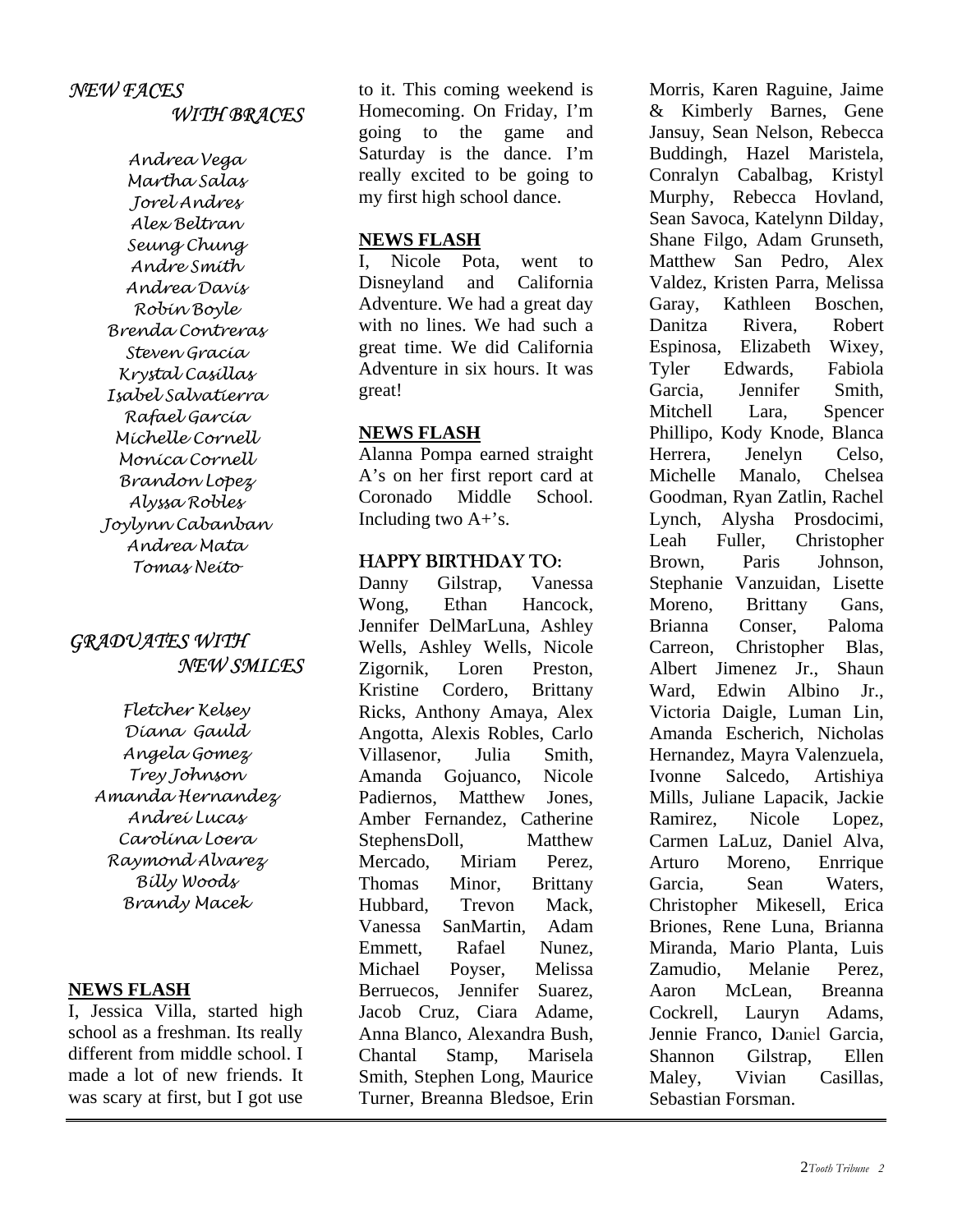## NEW FACES WITH BRACES

Andrea Vega
Martha Salas
Jorel Andres
Alex Beltran
Seung Chung
Andre Smith
Andrea Davis
Robin Boyle
Brenda Contreras
Steven Gracia
Krystal Casillas
Isabel Salvatierra
Rafael Garcia
Michelle Cornell
Monica Cornell
Brandon Lopez
Alyssa Robles
Joylynn Cabanban
Andrea Mata
Tomas Neito

## GRADUATES WITH NEW SMILES

Fletcher Kelsey
Diana Gauld
Angela Gomez
Trey Johnson
Amanda Hernandez
Andrei Lucas
Carolina Loera
Raymond Alvarez
Billy Woods
Brandy Macek

### NEWS FLASH

I, Jessica Villa, started high school as a freshman. Its really different from middle school. I made a lot of new friends. It was scary at first, but I got use to it. This coming weekend is Homecoming. On Friday, I'm going to the game and Saturday is the dance. I'm really excited to be going to my first high school dance.

### NEWS FLASH

I, Nicole Pota, went to Disneyland and California Adventure. We had a great day with no lines. We had such a great time. We did California Adventure in six hours. It was great!

### NEWS FLASH

Alanna Pompa earned straight A's on her first report card at Coronado Middle School. Including two A+'s.

### HAPPY BIRTHDAY TO:

Danny Gilstrap, Vanessa Wong, Ethan Hancock, Jennifer DelMarLuna, Ashley Wells, Ashley Wells, Nicole Zigornik, Loren Preston, Kristine Cordero, Brittany Ricks, Anthony Amaya, Alex Angotta, Alexis Robles, Carlo Villasenor, Julia Smith, Amanda Gojuanco, Nicole Padiernos, Matthew Jones, Amber Fernandez, Catherine StephensDoll, Matthew Mercado, Miriam Perez, Thomas Minor, Brittany Hubbard, Trevon Mack, Vanessa SanMartin, Adam Emmett, Rafael Nunez, Michael Poyser, Melissa Berruecos, Jennifer Suarez, Jacob Cruz, Ciara Adame, Anna Blanco, Alexandra Bush, Chantal Stamp, Marisela Smith, Stephen Long, Maurice Turner, Breanna Bledsoe, Erin Morris, Karen Raguine, Jaime & Kimberly Barnes, Gene Jansuy, Sean Nelson, Rebecca Buddingh, Hazel Maristela, Conralyn Cabalbag, Kristyl Murphy, Rebecca Hovland, Sean Savoca, Katelynn Dilday, Shane Filgo, Adam Grunseth, Matthew San Pedro, Alex Valdez, Kristen Parra, Melissa Garay, Kathleen Boschen, Danitza Rivera, Robert Espinosa, Elizabeth Wixey, Tyler Edwards, Fabiola Garcia, Jennifer Smith, Mitchell Lara, Spencer Phillipo, Kody Knode, Blanca Herrera, Jenelyn Celso, Michelle Manalo, Chelsea Goodman, Ryan Zatlin, Rachel Lynch, Alysha Prosdocimi, Leah Fuller, Christopher Brown, Paris Johnson, Stephanie Vanzuidan, Lisette Moreno, Brittany Gans, Brianna Conser, Paloma Carreon, Christopher Blas, Albert Jimenez Jr., Shaun Ward, Edwin Albino Jr., Victoria Daigle, Luman Lin, Amanda Escherich, Nicholas Hernandez, Mayra Valenzuela, Ivonne Salcedo, Artishiya Mills, Juliane Lapacik, Jackie Ramirez, Nicole Lopez, Carmen LaLuz, Daniel Alva, Arturo Moreno, Enrrique Garcia, Sean Waters, Christopher Mikesell, Erica Briones, Rene Luna, Brianna Miranda, Mario Planta, Luis Zamudio, Melanie Perez, Aaron McLean, Breanna Cockrell, Lauryn Adams, Jennie Franco, Daniel Garcia, Shannon Gilstrap, Ellen Maley, Vivian Casillas, Sebastian Forsman.